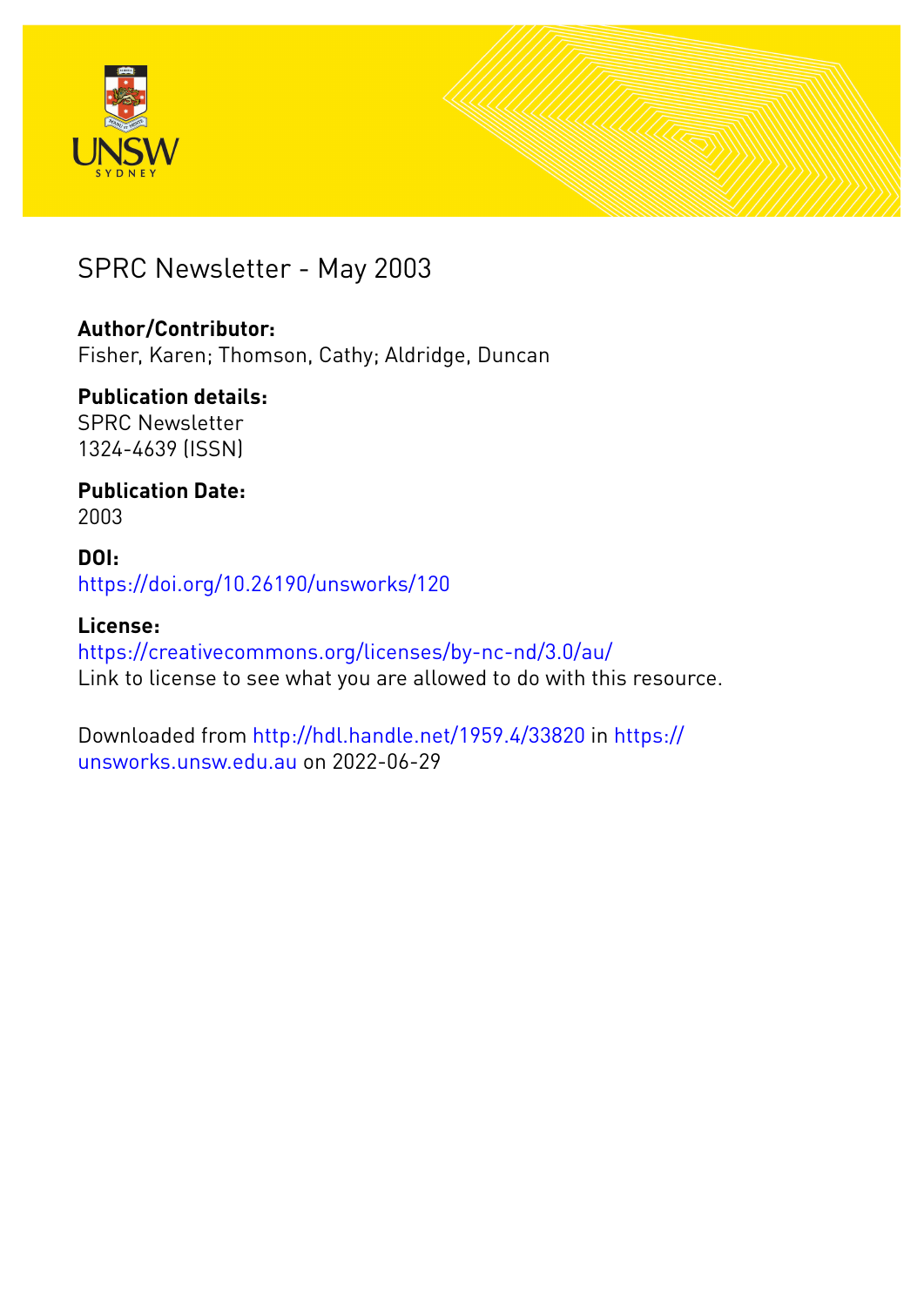# SPRC Newsletter - May 2003

**Author/Contributor:**
Fisher, Karen; Thomson, Cathy; Aldridge, Duncan

**Publication details:**
SPRC Newsletter
1324-4639 (ISSN)

**Publication Date:**
2003

**DOI:**
https://doi.org/10.26190/unsworks/120

**License:**
https://creativecommons.org/licenses/by-nc-nd/3.0/au/
Link to license to see what you are allowed to do with this resource.

Downloaded from http://hdl.handle.net/1959.4/33820 in https://unsworks.unsw.edu.au on 2022-06-29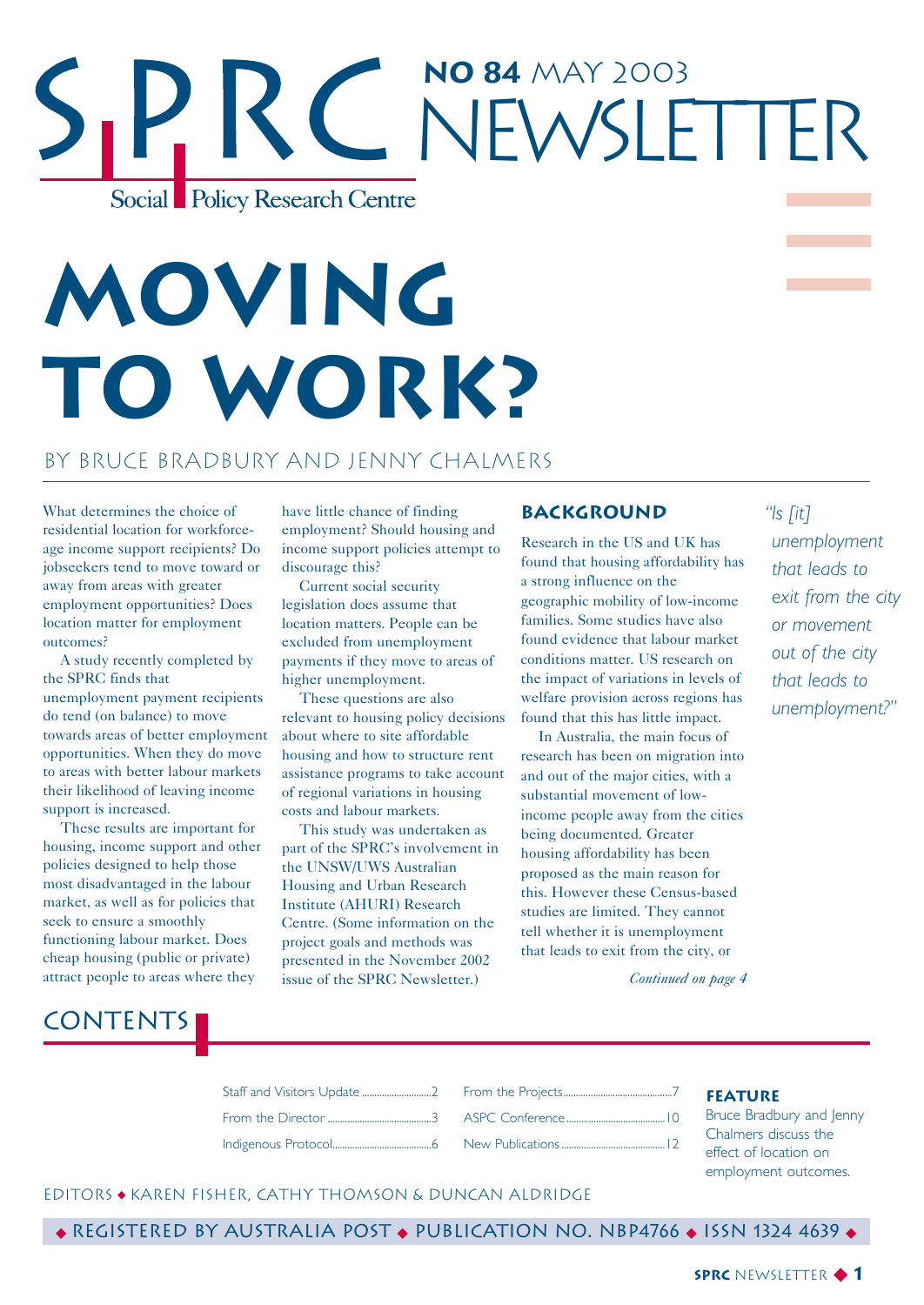# SPRC Newsletter

## NO 84 MAY 2003

Social Policy Research Centre

# MOVING TO WORK?

BY BRUCE BRADBURY AND JENNY CHALMERS

What determines the choice of residential location for workforce-age income support recipients? Do jobseekers tend to move toward or away from areas with greater employment opportunities? Does location matter for employment outcomes?

A study recently completed by the SPRC finds that unemployment payment recipients do tend (on balance) to move towards areas of better employment opportunities. When they do move to areas with better labour markets their likelihood of leaving income support is increased.

These results are important for housing, income support and other policies designed to help those most disadvantaged in the labour market, as well as for policies that seek to ensure a smoothly functioning labour market. Does cheap housing (public or private) attract people to areas where they have little chance of finding employment? Should housing and income support policies attempt to discourage this?

Current social security legislation does assume that location matters. People can be excluded from unemployment payments if they move to areas of higher unemployment.

These questions are also relevant to housing policy decisions about where to site affordable housing and how to structure rent assistance programs to take account of regional variations in housing costs and labour markets.

This study was undertaken as part of the SPRC's involvement in the UNSW/UWS Australian Housing and Urban Research Institute (AHURI) Research Centre. (Some information on the project goals and methods was presented in the November 2002 issue of the SPRC Newsletter.)

### BACKGROUND

Research in the US and UK has found that housing affordability has a strong influence on the geographic mobility of low-income families. Some studies have also found evidence that labour market conditions matter. US research on the impact of variations in levels of welfare provision across regions has found that this has little impact.

In Australia, the main focus of research has been on migration into and out of the major cities, with a substantial movement of low-income people away from the cities being documented. Greater housing affordability has been proposed as the main reason for this. However these Census-based studies are limited. They cannot tell whether it is unemployment that leads to exit from the city, or

*Continued on page 4*

*"Is [it] unemployment that leads to exit from the city or movement out of the city that leads to unemployment?"*

## CONTENTS

- Staff and Visitors Update ........ 2
- From the Director ........ 3
- Indigenous Protocol ........ 6
- From the Projects ........ 7
- ASPC Conference ........ 10
- New Publications ........ 12

**FEATURE**

Bruce Bradbury and Jenny Chalmers discuss the effect of location on employment outcomes.

EDITORS ◆ KAREN FISHER, CATHY THOMSON & DUNCAN ALDRIDGE

◆ REGISTERED BY AUSTRALIA POST ◆ PUBLICATION NO. NBP4766 ◆ ISSN 1324 4639 ◆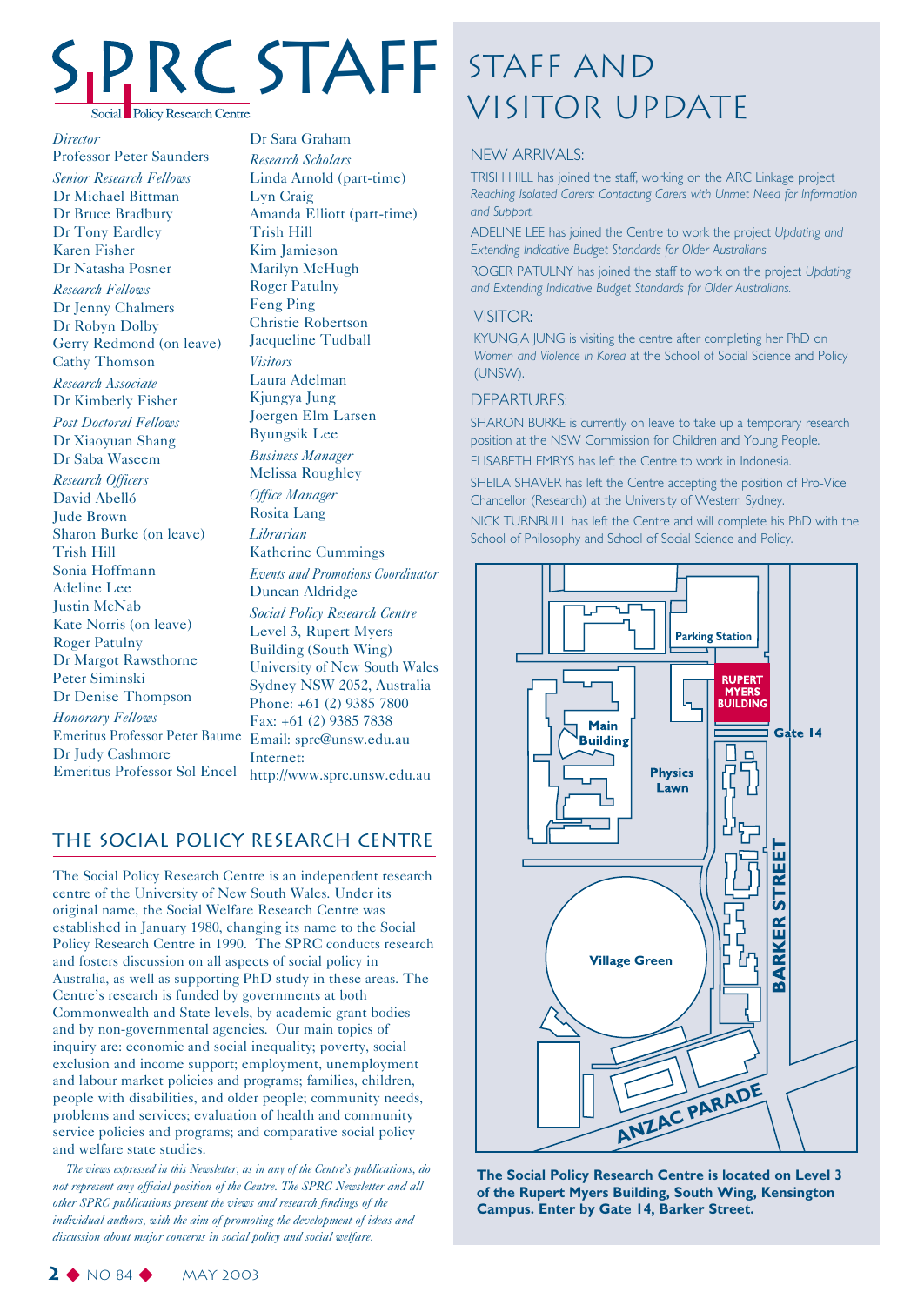# SPRC STAFF

Social Policy Research Centre

*Director*
Professor Peter Saunders

*Senior Research Fellows*
Dr Michael Bittman
Dr Bruce Bradbury
Dr Tony Eardley
Karen Fisher
Dr Natasha Posner

*Research Fellows*
Dr Jenny Chalmers
Dr Robyn Dolby
Gerry Redmond (on leave)
Cathy Thomson

*Research Associate*
Dr Kimberly Fisher

*Post Doctoral Fellows*
Dr Xiaoyuan Shang
Dr Saba Waseem

*Research Officers*
David Abelló
Jude Brown
Sharon Burke (on leave)
Trish Hill
Sonia Hoffmann
Adeline Lee
Justin McNab
Kate Norris (on leave)
Roger Patulny
Dr Margot Rawsthorne
Peter Siminski
Dr Denise Thompson

*Honorary Fellows*
Emeritus Professor Peter Baume
Dr Judy Cashmore
Emeritus Professor Sol Encel
Dr Sara Graham

*Research Scholars*
Linda Arnold (part-time)
Lyn Craig
Amanda Elliott (part-time)
Trish Hill
Kim Jamieson
Marilyn McHugh
Roger Patulny
Feng Ping
Christie Robertson
Jacqueline Tudball

*Visitors*
Laura Adelman
Kjungya Jung
Joergen Elm Larsen
Byungsik Lee

*Business Manager*
Melissa Roughley

*Office Manager*
Rosita Lang

*Librarian*
Katherine Cummings

*Events and Promotions Coordinator*
Duncan Aldridge

*Social Policy Research Centre*
Level 3, Rupert Myers
Building (South Wing)
University of New South Wales
Sydney NSW 2052, Australia
Phone: +61 (2) 9385 7800
Fax: +61 (2) 9385 7838
Email: sprc@unsw.edu.au
Internet:
http://www.sprc.unsw.edu.au

## THE SOCIAL POLICY RESEARCH CENTRE

The Social Policy Research Centre is an independent research centre of the University of New South Wales. Under its original name, the Social Welfare Research Centre was established in January 1980, changing its name to the Social Policy Research Centre in 1990. The SPRC conducts research and fosters discussion on all aspects of social policy in Australia, as well as supporting PhD study in these areas. The Centre's research is funded by governments at both Commonwealth and State levels, by academic grant bodies and by non-governmental agencies. Our main topics of inquiry are: economic and social inequality; poverty, social exclusion and income support; employment, unemployment and labour market policies and programs; families, children, people with disabilities, and older people; community needs, problems and services; evaluation of health and community service policies and programs; and comparative social policy and welfare state studies.

*The views expressed in this Newsletter, as in any of the Centre's publications, do not represent any official position of the Centre. The SPRC Newsletter and all other SPRC publications present the views and research findings of the individual authors, with the aim of promoting the development of ideas and discussion about major concerns in social policy and social welfare.*

# STAFF AND VISITOR UPDATE

### NEW ARRIVALS:

TRISH HILL has joined the staff, working on the ARC Linkage project *Reaching Isolated Carers: Contacting Carers with Unmet Need for Information and Support.*

ADELINE LEE has joined the Centre to work the project *Updating and Extending Indicative Budget Standards for Older Australians.*

ROGER PATULNY has joined the staff to work on the project *Updating and Extending Indicative Budget Standards for Older Australians.*

### VISITOR:

KYUNGJA JUNG is visiting the centre after completing her PhD on *Women and Violence in Korea* at the School of Social Science and Policy (UNSW).

### DEPARTURES:

SHARON BURKE is currently on leave to take up a temporary research position at the NSW Commission for Children and Young People.

ELISABETH EMRYS has left the Centre to work in Indonesia.

SHEILA SHAVER has left the Centre accepting the position of Pro-Vice Chancellor (Research) at the University of Western Sydney.

NICK TURNBULL has left the Centre and will complete his PhD with the School of Philosophy and School of Social Science and Policy.

Parking Station — RUPERT MYERS BUILDING — Gate 14 — Main Building — Physics Lawn — BARKER STREET — Village Green — ANZAC PARADE

**The Social Policy Research Centre is located on Level 3 of the Rupert Myers Building, South Wing, Kensington Campus. Enter by Gate 14, Barker Street.**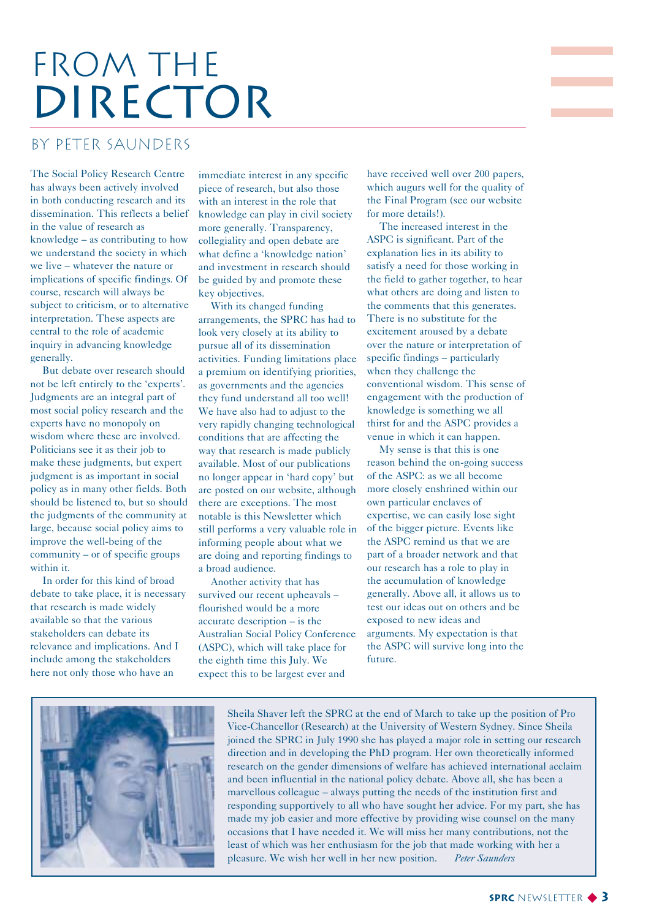# FROM THE DIRECTOR

## BY PETER SAUNDERS

The Social Policy Research Centre has always been actively involved in both conducting research and its dissemination. This reflects a belief in the value of research as knowledge – as contributing to how we understand the society in which we live – whatever the nature or implications of specific findings. Of course, research will always be subject to criticism, or to alternative interpretation. These aspects are central to the role of academic inquiry in advancing knowledge generally.

But debate over research should not be left entirely to the 'experts'. Judgments are an integral part of most social policy research and the experts have no monopoly on wisdom where these are involved. Politicians see it as their job to make these judgments, but expert judgment is as important in social policy as in many other fields. Both should be listened to, but so should the judgments of the community at large, because social policy aims to improve the well-being of the community – or of specific groups within it.

In order for this kind of broad debate to take place, it is necessary that research is made widely available so that the various stakeholders can debate its relevance and implications. And I include among the stakeholders here not only those who have an immediate interest in any specific piece of research, but also those with an interest in the role that knowledge can play in civil society more generally. Transparency, collegiality and open debate are what define a 'knowledge nation' and investment in research should be guided by and promote these key objectives.

With its changed funding arrangements, the SPRC has had to look very closely at its ability to pursue all of its dissemination activities. Funding limitations place a premium on identifying priorities, as governments and the agencies they fund understand all too well! We have also had to adjust to the very rapidly changing technological conditions that are affecting the way that research is made publicly available. Most of our publications no longer appear in 'hard copy' but are posted on our website, although there are exceptions. The most notable is this Newsletter which still performs a very valuable role in informing people about what we are doing and reporting findings to a broad audience.

Another activity that has survived our recent upheavals – flourished would be a more accurate description – is the Australian Social Policy Conference (ASPC), which will take place for the eighth time this July. We expect this to be largest ever and have received well over 200 papers, which augurs well for the quality of the Final Program (see our website for more details!).

The increased interest in the ASPC is significant. Part of the explanation lies in its ability to satisfy a need for those working in the field to gather together, to hear what others are doing and listen to the comments that this generates. There is no substitute for the excitement aroused by a debate over the nature or interpretation of specific findings – particularly when they challenge the conventional wisdom. This sense of engagement with the production of knowledge is something we all thirst for and the ASPC provides a venue in which it can happen.

My sense is that this is one reason behind the on-going success of the ASPC: as we all become more closely enshrined within our own particular enclaves of expertise, we can easily lose sight of the bigger picture. Events like the ASPC remind us that we are part of a broader network and that our research has a role to play in the accumulation of knowledge generally. Above all, it allows us to test our ideas out on others and be exposed to new ideas and arguments. My expectation is that the ASPC will survive long into the future.

---

Sheila Shaver left the SPRC at the end of March to take up the position of Pro Vice-Chancellor (Research) at the University of Western Sydney. Since Sheila joined the SPRC in July 1990 she has played a major role in setting our research direction and in developing the PhD program. Her own theoretically informed research on the gender dimensions of welfare has achieved international acclaim and been influential in the national policy debate. Above all, she has been a marvellous colleague – always putting the needs of the institution first and responding supportively to all who have sought her advice. For my part, she has made my job easier and more effective by providing wise counsel on the many occasions that I have needed it. We will miss her many contributions, not the least of which was her enthusiasm for the job that made working with her a pleasure. We wish her well in her new position. *Peter Saunders*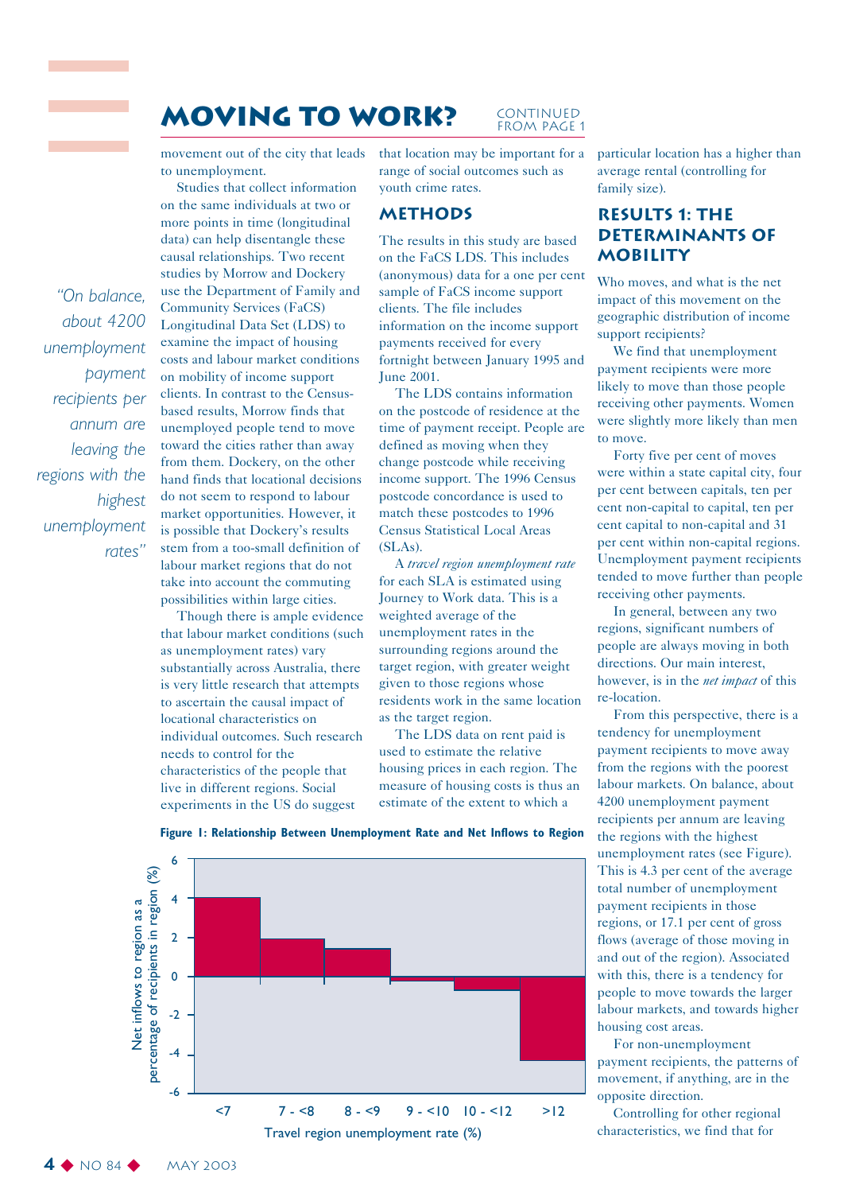# MOVING TO WORK?

CONTINUED FROM PAGE 1

movement out of the city that leads to unemployment.

Studies that collect information on the same individuals at two or more points in time (longitudinal data) can help disentangle these causal relationships. Two recent studies by Morrow and Dockery use the Department of Family and Community Services (FaCS) Longitudinal Data Set (LDS) to examine the impact of housing costs and labour market conditions on mobility of income support clients. In contrast to the Census-based results, Morrow finds that unemployed people tend to move toward the cities rather than away from them. Dockery, on the other hand finds that locational decisions do not seem to respond to labour market opportunities. However, it is possible that Dockery's results stem from a too-small definition of labour market regions that do not take into account the commuting possibilities within large cities.

Though there is ample evidence that labour market conditions (such as unemployment rates) vary substantially across Australia, there is very little research that attempts to ascertain the causal impact of locational characteristics on individual outcomes. Such research needs to control for the characteristics of the people that live in different regions. Social experiments in the US do suggest that location may be important for a range of social outcomes such as youth crime rates.

> *"On balance, about 4200 unemployment payment recipients per annum are leaving the regions with the highest unemployment rates"*

## METHODS

The results in this study are based on the FaCS LDS. This includes (anonymous) data for a one per cent sample of FaCS income support clients. The file includes information on the income support payments received for every fortnight between January 1995 and June 2001.

The LDS contains information on the postcode of residence at the time of payment receipt. People are defined as moving when they change postcode while receiving income support. The 1996 Census postcode concordance is used to match these postcodes to 1996 Census Statistical Local Areas (SLAs).

A *travel region unemployment rate* for each SLA is estimated using Journey to Work data. This is a weighted average of the unemployment rates in the surrounding regions around the target region, with greater weight given to those regions whose residents work in the same location as the target region.

The LDS data on rent paid is used to estimate the relative housing prices in each region. The measure of housing costs is thus an estimate of the extent to which a particular location has a higher than average rental (controlling for family size).

## RESULTS 1: THE DETERMINANTS OF MOBILITY

Who moves, and what is the net impact of this movement on the geographic distribution of income support recipients?

We find that unemployment payment recipients were more likely to move than those people receiving other payments. Women were slightly more likely than men to move.

Forty five per cent of moves were within a state capital city, four per cent between capitals, ten per cent non-capital to capital, ten per cent capital to non-capital and 31 per cent within non-capital regions. Unemployment payment recipients tended to move further than people receiving other payments.

In general, between any two regions, significant numbers of people are always moving in both directions. Our main interest, however, is in the *net impact* of this re-location.

From this perspective, there is a tendency for unemployment payment recipients to move away from the regions with the poorest labour markets. On balance, about 4200 unemployment payment recipients per annum are leaving the regions with the highest unemployment rates (see Figure). This is 4.3 per cent of the average total number of unemployment payment recipients in those regions, or 17.1 per cent of gross flows (average of those moving in and out of the region). Associated with this, there is a tendency for people to move towards the larger labour markets, and towards higher housing cost areas.

For non-unemployment payment recipients, the patterns of movement, if anything, are in the opposite direction.

Controlling for other regional characteristics, we find that for

**Figure 1: Relationship Between Unemployment Rate and Net Inflows to Region**

Y-axis: Net inflows to region as a percentage of recipients in region (%); X-axis: Travel region unemployment rate (%)

| Travel region unemployment rate (%) | <7 | 7 - <8 | 8 - <9 | 9 - <10 | 10 - <12 | >12 |
|---|---|---|---|---|---|---|
| Net inflows (approx. %) | 4.0 | 1.9 | 1.4 | -0.3 | -0.7 | -4.3 |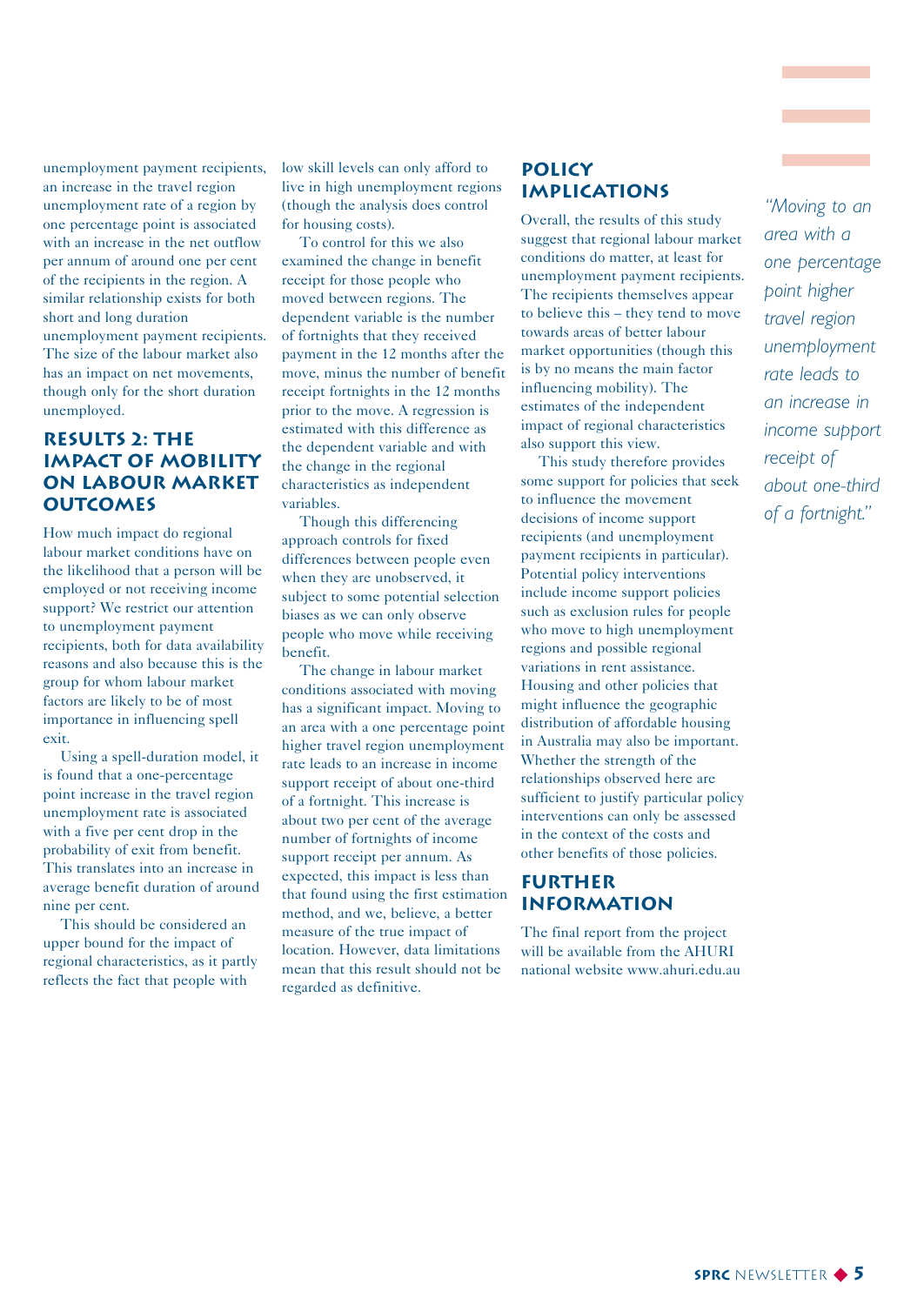unemployment payment recipients, an increase in the travel region unemployment rate of a region by one percentage point is associated with an increase in the net outflow per annum of around one per cent of the recipients in the region. A similar relationship exists for both short and long duration unemployment payment recipients. The size of the labour market also has an impact on net movements, though only for the short duration unemployed.

## RESULTS 2: THE IMPACT OF MOBILITY ON LABOUR MARKET OUTCOMES

How much impact do regional labour market conditions have on the likelihood that a person will be employed or not receiving income support? We restrict our attention to unemployment payment recipients, both for data availability reasons and also because this is the group for whom labour market factors are likely to be of most importance in influencing spell exit.

Using a spell-duration model, it is found that a one-percentage point increase in the travel region unemployment rate is associated with a five per cent drop in the probability of exit from benefit. This translates into an increase in average benefit duration of around nine per cent.

This should be considered an upper bound for the impact of regional characteristics, as it partly reflects the fact that people with low skill levels can only afford to live in high unemployment regions (though the analysis does control for housing costs).

To control for this we also examined the change in benefit receipt for those people who moved between regions. The dependent variable is the number of fortnights that they received payment in the 12 months after the move, minus the number of benefit receipt fortnights in the 12 months prior to the move. A regression is estimated with this difference as the dependent variable and with the change in the regional characteristics as independent variables.

Though this differencing approach controls for fixed differences between people even when they are unobserved, it subject to some potential selection biases as we can only observe people who move while receiving benefit.

The change in labour market conditions associated with moving has a significant impact. Moving to an area with a one percentage point higher travel region unemployment rate leads to an increase in income support receipt of about one-third of a fortnight. This increase is about two per cent of the average number of fortnights of income support receipt per annum. As expected, this impact is less than that found using the first estimation method, and we, believe, a better measure of the true impact of location. However, data limitations mean that this result should not be regarded as definitive.

## POLICY IMPLICATIONS

Overall, the results of this study suggest that regional labour market conditions do matter, at least for unemployment payment recipients. The recipients themselves appear to believe this – they tend to move towards areas of better labour market opportunities (though this is by no means the main factor influencing mobility). The estimates of the independent impact of regional characteristics also support this view.

This study therefore provides some support for policies that seek to influence the movement decisions of income support recipients (and unemployment payment recipients in particular). Potential policy interventions include income support policies such as exclusion rules for people who move to high unemployment regions and possible regional variations in rent assistance. Housing and other policies that might influence the geographic distribution of affordable housing in Australia may also be important. Whether the strength of the relationships observed here are sufficient to justify particular policy interventions can only be assessed in the context of the costs and other benefits of those policies.

## FURTHER INFORMATION

The final report from the project will be available from the AHURI national website www.ahuri.edu.au

*"Moving to an area with a one percentage point higher travel region unemployment rate leads to an increase in income support receipt of about one-third of a fortnight."*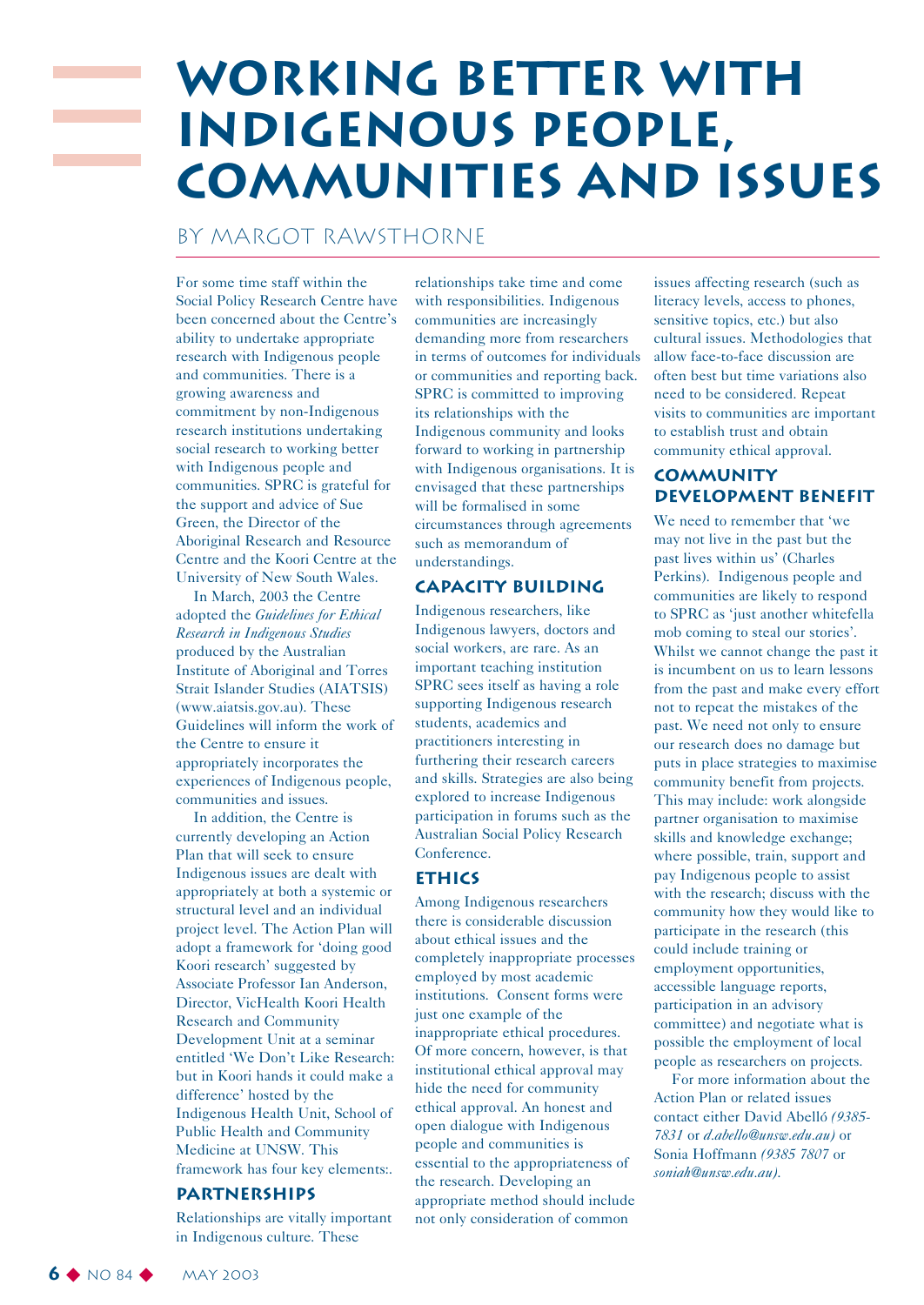# Working Better with Indigenous People, Communities and Issues

BY MARGOT RAWSTHORNE

For some time staff within the Social Policy Research Centre have been concerned about the Centre's ability to undertake appropriate research with Indigenous people and communities. There is a growing awareness and commitment by non-Indigenous research institutions undertaking social research to working better with Indigenous people and communities. SPRC is grateful for the support and advice of Sue Green, the Director of the Aboriginal Research and Resource Centre and the Koori Centre at the University of New South Wales.

In March, 2003 the Centre adopted the *Guidelines for Ethical Research in Indigenous Studies* produced by the Australian Institute of Aboriginal and Torres Strait Islander Studies (AIATSIS) (www.aiatsis.gov.au). These Guidelines will inform the work of the Centre to ensure it appropriately incorporates the experiences of Indigenous people, communities and issues.

In addition, the Centre is currently developing an Action Plan that will seek to ensure Indigenous issues are dealt with appropriately at both a systemic or structural level and an individual project level. The Action Plan will adopt a framework for 'doing good Koori research' suggested by Associate Professor Ian Anderson, Director, VicHealth Koori Health Research and Community Development Unit at a seminar entitled 'We Don't Like Research: but in Koori hands it could make a difference' hosted by the Indigenous Health Unit, School of Public Health and Community Medicine at UNSW. This framework has four key elements:.

## Partnerships

Relationships are vitally important in Indigenous culture. These relationships take time and come with responsibilities. Indigenous communities are increasingly demanding more from researchers in terms of outcomes for individuals or communities and reporting back. SPRC is committed to improving its relationships with the Indigenous community and looks forward to working in partnership with Indigenous organisations. It is envisaged that these partnerships will be formalised in some circumstances through agreements such as memorandum of understandings.

## Capacity Building

Indigenous researchers, like Indigenous lawyers, doctors and social workers, are rare. As an important teaching institution SPRC sees itself as having a role supporting Indigenous research students, academics and practitioners interesting in furthering their research careers and skills. Strategies are also being explored to increase Indigenous participation in forums such as the Australian Social Policy Research Conference.

## Ethics

Among Indigenous researchers there is considerable discussion about ethical issues and the completely inappropriate processes employed by most academic institutions. Consent forms were just one example of the inappropriate ethical procedures. Of more concern, however, is that institutional ethical approval may hide the need for community ethical approval. An honest and open dialogue with Indigenous people and communities is essential to the appropriateness of the research. Developing an appropriate method should include not only consideration of common issues affecting research (such as literacy levels, access to phones, sensitive topics, etc.) but also cultural issues. Methodologies that allow face-to-face discussion are often best but time variations also need to be considered. Repeat visits to communities are important to establish trust and obtain community ethical approval.

## Community Development Benefit

We need to remember that 'we may not live in the past but the past lives within us' (Charles Perkins). Indigenous people and communities are likely to respond to SPRC as 'just another whitefella mob coming to steal our stories'. Whilst we cannot change the past it is incumbent on us to learn lessons from the past and make every effort not to repeat the mistakes of the past. We need not only to ensure our research does no damage but puts in place strategies to maximise community benefit from projects. This may include: work alongside partner organisation to maximise skills and knowledge exchange; where possible, train, support and pay Indigenous people to assist with the research; discuss with the community how they would like to participate in the research (this could include training or employment opportunities, accessible language reports, participation in an advisory committee) and negotiate what is possible the employment of local people as researchers on projects.

For more information about the Action Plan or related issues contact either David Abelló *(9385-7831* or *d.abello@unsw.edu.au)* or Sonia Hoffmann *(9385 7807* or *soniah@unsw.edu.au).*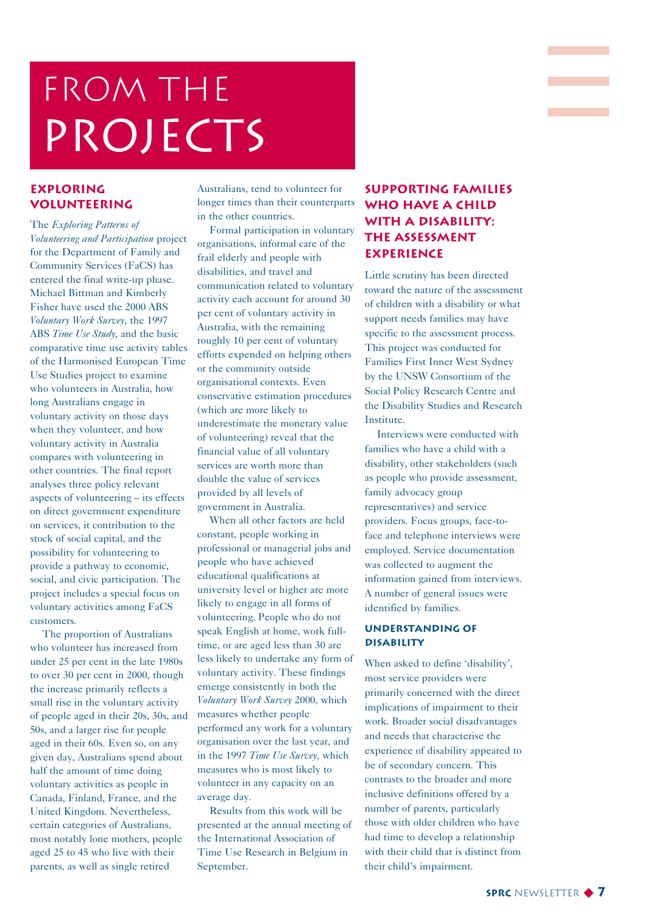# FROM THE PROJECTS

## EXPLORING VOLUNTEERING

The *Exploring Patterns of Volunteering and Participation* project for the Department of Family and Community Services (FaCS) has entered the final write-up phase. Michael Bittman and Kimberly Fisher have used the 2000 ABS *Voluntary Work Survey*, the 1997 ABS *Time Use Study*, and the basic comparative time use activity tables of the Harmonised European Time Use Studies project to examine who volunteers in Australia, how long Australians engage in voluntary activity on those days when they volunteer, and how voluntary activity in Australia compares with volunteering in other countries. The final report analyses three policy relevant aspects of volunteering – its effects on direct government expenditure on services, it contribution to the stock of social capital, and the possibility for volunteering to provide a pathway to economic, social, and civic participation. The project includes a special focus on voluntary activities among FaCS customers.

The proportion of Australians who volunteer has increased from under 25 per cent in the late 1980s to over 30 per cent in 2000, though the increase primarily reflects a small rise in the voluntary activity of people aged in their 20s, 30s, and 50s, and a larger rise for people aged in their 60s. Even so, on any given day, Australians spend about half the amount of time doing voluntary activities as people in Canada, Finland, France, and the United Kingdom. Nevertheless, certain categories of Australians, most notably lone mothers, people aged 25 to 45 who live with their parents, as well as single retired Australians, tend to volunteer for longer times than their counterparts in the other countries.

Formal participation in voluntary organisations, informal care of the frail elderly and people with disabilities, and travel and communication related to voluntary activity each account for around 30 per cent of voluntary activity in Australia, with the remaining roughly 10 per cent of voluntary efforts expended on helping others or the community outside organisational contexts. Even conservative estimation procedures (which are more likely to underestimate the monetary value of volunteering) reveal that the financial value of all voluntary services are worth more than double the value of services provided by all levels of government in Australia.

When all other factors are held constant, people working in professional or managerial jobs and people who have achieved educational qualifications at university level or higher are more likely to engage in all forms of volunteering. People who do not speak English at home, work full-time, or are aged less than 30 are less likely to undertake any form of voluntary activity. These findings emerge consistently in both the *Voluntary Work Survey* 2000, which measures whether people performed any work for a voluntary organisation over the last year, and in the 1997 *Time Use Survey*, which measures who is most likely to volunteer in any capacity on an average day.

Results from this work will be presented at the annual meeting of the International Association of Time Use Research in Belgium in September.

## SUPPORTING FAMILIES WHO HAVE A CHILD WITH A DISABILITY: THE ASSESSMENT EXPERIENCE

Little scrutiny has been directed toward the nature of the assessment of children with a disability or what support needs families may have specific to the assessment process. This project was conducted for Families First Inner West Sydney by the UNSW Consortium of the Social Policy Research Centre and the Disability Studies and Research Institute.

Interviews were conducted with families who have a child with a disability, other stakeholders (such as people who provide assessment, family advocacy group representatives) and service providers. Focus groups, face-to-face and telephone interviews were employed. Service documentation was collected to augment the information gained from interviews. A number of general issues were identified by families.

### UNDERSTANDING OF DISABILITY

When asked to define 'disability', most service providers were primarily concerned with the direct implications of impairment to their work. Broader social disadvantages and needs that characterise the experience of disability appeared to be of secondary concern. This contrasts to the broader and more inclusive definitions offered by a number of parents, particularly those with older children who have had time to develop a relationship with their child that is distinct from their child's impairment.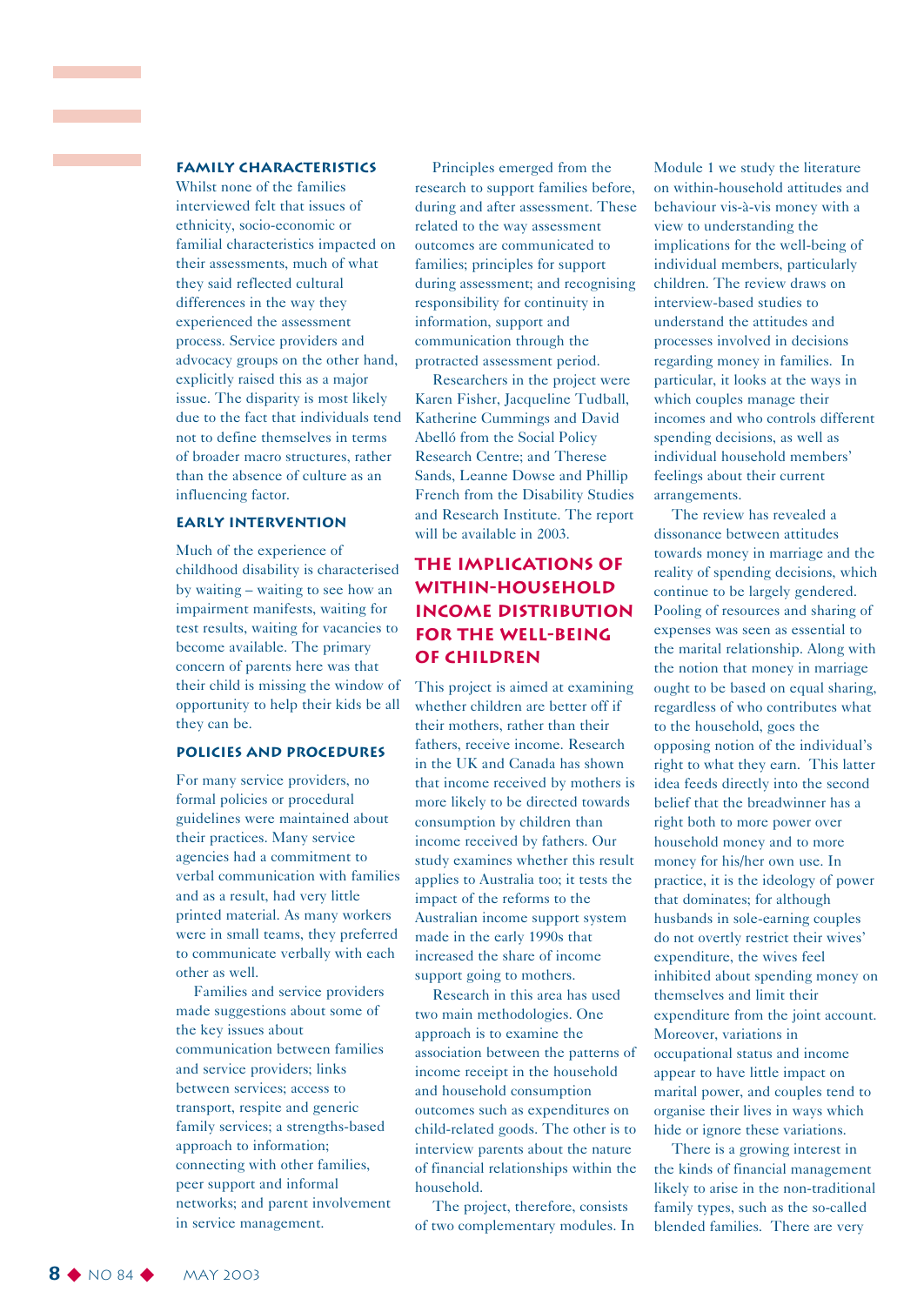### FAMILY CHARACTERISTICS

Whilst none of the families interviewed felt that issues of ethnicity, socio-economic or familial characteristics impacted on their assessments, much of what they said reflected cultural differences in the way they experienced the assessment process. Service providers and advocacy groups on the other hand, explicitly raised this as a major issue. The disparity is most likely due to the fact that individuals tend not to define themselves in terms of broader macro structures, rather than the absence of culture as an influencing factor.

### EARLY INTERVENTION

Much of the experience of childhood disability is characterised by waiting – waiting to see how an impairment manifests, waiting for test results, waiting for vacancies to become available. The primary concern of parents here was that their child is missing the window of opportunity to help their kids be all they can be.

### POLICIES AND PROCEDURES

For many service providers, no formal policies or procedural guidelines were maintained about their practices. Many service agencies had a commitment to verbal communication with families and as a result, had very little printed material. As many workers were in small teams, they preferred to communicate verbally with each other as well.

Families and service providers made suggestions about some of the key issues about communication between families and service providers; links between services; access to transport, respite and generic family services; a strengths-based approach to information; connecting with other families, peer support and informal networks; and parent involvement in service management.

Principles emerged from the research to support families before, during and after assessment. These related to the way assessment outcomes are communicated to families; principles for support during assessment; and recognising responsibility for continuity in information, support and communication through the protracted assessment period.

Researchers in the project were Karen Fisher, Jacqueline Tudball, Katherine Cummings and David Abelló from the Social Policy Research Centre; and Therese Sands, Leanne Dowse and Phillip French from the Disability Studies and Research Institute. The report will be available in 2003.

## THE IMPLICATIONS OF WITHIN-HOUSEHOLD INCOME DISTRIBUTION FOR THE WELL-BEING OF CHILDREN

This project is aimed at examining whether children are better off if their mothers, rather than their fathers, receive income. Research in the UK and Canada has shown that income received by mothers is more likely to be directed towards consumption by children than income received by fathers. Our study examines whether this result applies to Australia too; it tests the impact of the reforms to the Australian income support system made in the early 1990s that increased the share of income support going to mothers.

Research in this area has used two main methodologies. One approach is to examine the association between the patterns of income receipt in the household and household consumption outcomes such as expenditures on child-related goods. The other is to interview parents about the nature of financial relationships within the household.

The project, therefore, consists of two complementary modules. In Module 1 we study the literature on within-household attitudes and behaviour vis-à-vis money with a view to understanding the implications for the well-being of individual members, particularly children. The review draws on interview-based studies to understand the attitudes and processes involved in decisions regarding money in families. In particular, it looks at the ways in which couples manage their incomes and who controls different spending decisions, as well as individual household members' feelings about their current arrangements.

The review has revealed a dissonance between attitudes towards money in marriage and the reality of spending decisions, which continue to be largely gendered. Pooling of resources and sharing of expenses was seen as essential to the marital relationship. Along with the notion that money in marriage ought to be based on equal sharing, regardless of who contributes what to the household, goes the opposing notion of the individual's right to what they earn. This latter idea feeds directly into the second belief that the breadwinner has a right both to more power over household money and to more money for his/her own use. In practice, it is the ideology of power that dominates; for although husbands in sole-earning couples do not overtly restrict their wives' expenditure, the wives feel inhibited about spending money on themselves and limit their expenditure from the joint account. Moreover, variations in occupational status and income appear to have little impact on marital power, and couples tend to organise their lives in ways which hide or ignore these variations.

There is a growing interest in the kinds of financial management likely to arise in the non-traditional family types, such as the so-called blended families. There are very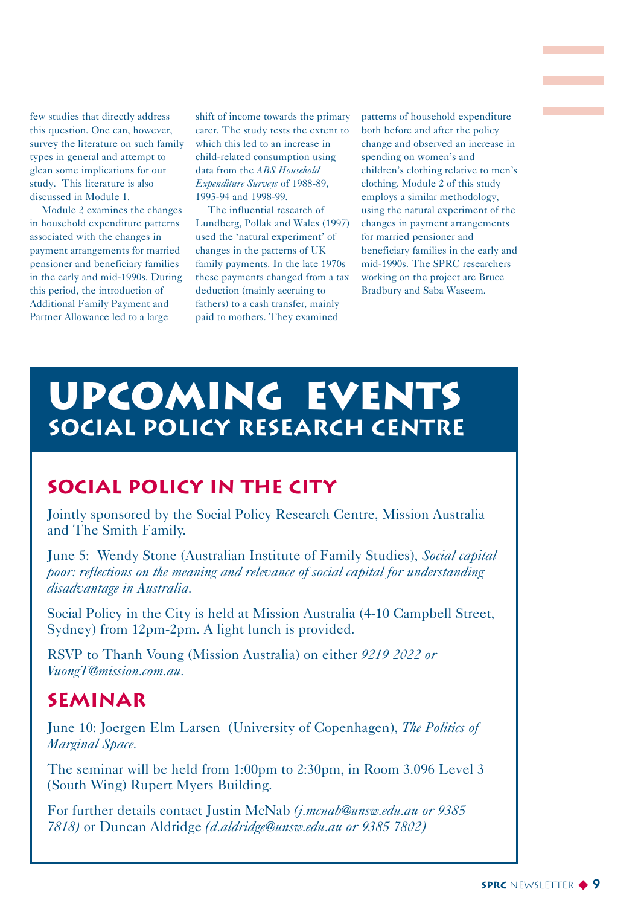few studies that directly address this question. One can, however, survey the literature on such family types in general and attempt to glean some implications for our study. This literature is also discussed in Module 1.

Module 2 examines the changes in household expenditure patterns associated with the changes in payment arrangements for married pensioner and beneficiary families in the early and mid-1990s. During this period, the introduction of Additional Family Payment and Partner Allowance led to a large shift of income towards the primary carer. The study tests the extent to which this led to an increase in child-related consumption using data from the *ABS Household Expenditure Surveys* of 1988-89, 1993-94 and 1998-99.

The influential research of Lundberg, Pollak and Wales (1997) used the 'natural experiment' of changes in the patterns of UK family payments. In the late 1970s these payments changed from a tax deduction (mainly accruing to fathers) to a cash transfer, mainly paid to mothers. They examined patterns of household expenditure both before and after the policy change and observed an increase in spending on women's and children's clothing relative to men's clothing. Module 2 of this study employs a similar methodology, using the natural experiment of the changes in payment arrangements for married pensioner and beneficiary families in the early and mid-1990s. The SPRC researchers working on the project are Bruce Bradbury and Saba Waseem.

# UPCOMING EVENTS
## SOCIAL POLICY RESEARCH CENTRE

### SOCIAL POLICY IN THE CITY

Jointly sponsored by the Social Policy Research Centre, Mission Australia and The Smith Family.

June 5: Wendy Stone (Australian Institute of Family Studies), *Social capital poor: reflections on the meaning and relevance of social capital for understanding disadvantage in Australia.*

Social Policy in the City is held at Mission Australia (4-10 Campbell Street, Sydney) from 12pm-2pm. A light lunch is provided.

RSVP to Thanh Voung (Mission Australia) on either *9219 2022 or VuongT@mission.com.au*.

### SEMINAR

June 10: Joergen Elm Larsen (University of Copenhagen), *The Politics of Marginal Space.*

The seminar will be held from 1:00pm to 2:30pm, in Room 3.096 Level 3 (South Wing) Rupert Myers Building.

For further details contact Justin McNab *(j.mcnab@unsw.edu.au or 9385 7818)* or Duncan Aldridge *(d.aldridge@unsw.edu.au or 9385 7802)*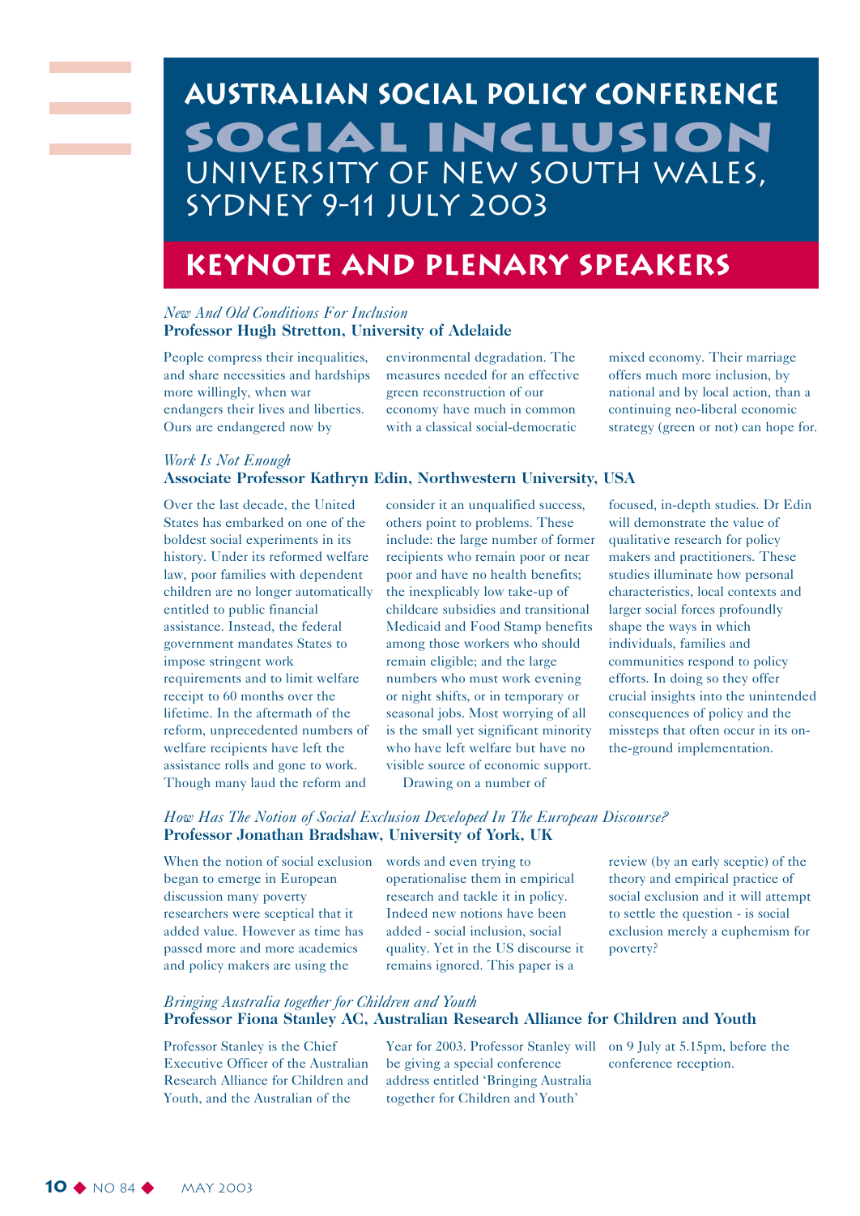# Australian Social Policy Conference

# Social Inclusion

## University of New South Wales, Sydney 9-11 July 2003

## Keynote and Plenary Speakers

*New And Old Conditions For Inclusion*
**Professor Hugh Stretton, University of Adelaide**

People compress their inequalities, and share necessities and hardships more willingly, when war endangers their lives and liberties. Ours are endangered now by environmental degradation. The measures needed for an effective green reconstruction of our economy have much in common with a classical social-democratic mixed economy. Their marriage offers much more inclusion, by national and by local action, than a continuing neo-liberal economic strategy (green or not) can hope for.

*Work Is Not Enough*
**Associate Professor Kathryn Edin, Northwestern University, USA**

Over the last decade, the United States has embarked on one of the boldest social experiments in its history. Under its reformed welfare law, poor families with dependent children are no longer automatically entitled to public financial assistance. Instead, the federal government mandates States to impose stringent work requirements and to limit welfare receipt to 60 months over the lifetime. In the aftermath of the reform, unprecedented numbers of welfare recipients have left the assistance rolls and gone to work. Though many laud the reform and consider it an unqualified success, others point to problems. These include: the large number of former recipients who remain poor or near poor and have no health benefits; the inexplicably low take-up of childcare subsidies and transitional Medicaid and Food Stamp benefits among those workers who should remain eligible; and the large numbers who must work evening or night shifts, or in temporary or seasonal jobs. Most worrying of all is the small yet significant minority who have left welfare but have no visible source of economic support.

Drawing on a number of focused, in-depth studies. Dr Edin will demonstrate the value of qualitative research for policy makers and practitioners. These studies illuminate how personal characteristics, local contexts and larger social forces profoundly shape the ways in which individuals, families and communities respond to policy efforts. In doing so they offer crucial insights into the unintended consequences of policy and the missteps that often occur in its on-the-ground implementation.

*How Has The Notion of Social Exclusion Developed In The European Discourse?*
**Professor Jonathan Bradshaw, University of York, UK**

When the notion of social exclusion began to emerge in European discussion many poverty researchers were sceptical that it added value. However as time has passed more and more academics and policy makers are using the words and even trying to operationalise them in empirical research and tackle it in policy. Indeed new notions have been added - social inclusion, social quality. Yet in the US discourse it remains ignored. This paper is a review (by an early sceptic) of the theory and empirical practice of social exclusion and it will attempt to settle the question - is social exclusion merely a euphemism for poverty?

*Bringing Australia together for Children and Youth*
**Professor Fiona Stanley AC, Australian Research Alliance for Children and Youth**

Professor Stanley is the Chief Executive Officer of the Australian Research Alliance for Children and Youth, and the Australian of the Year for 2003. Professor Stanley will be giving a special conference address entitled 'Bringing Australia together for Children and Youth' on 9 July at 5.15pm, before the conference reception.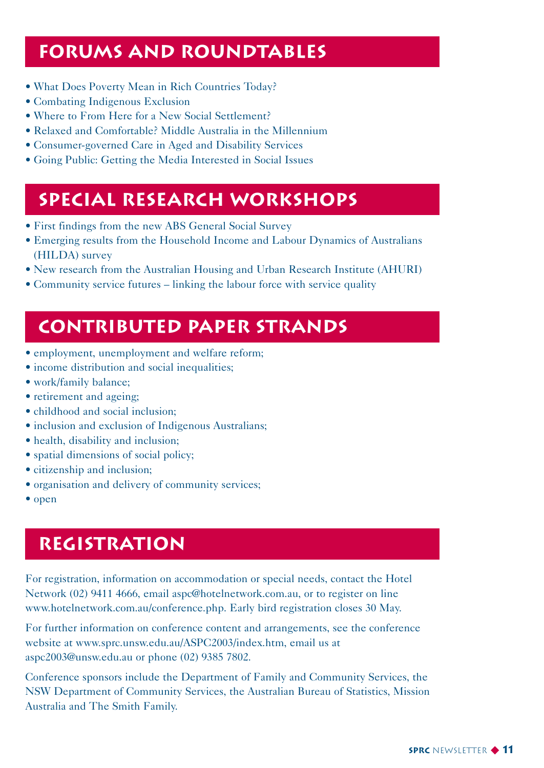## Forums and Roundtables

- What Does Poverty Mean in Rich Countries Today?
- Combating Indigenous Exclusion
- Where to From Here for a New Social Settlement?
- Relaxed and Comfortable? Middle Australia in the Millennium
- Consumer-governed Care in Aged and Disability Services
- Going Public: Getting the Media Interested in Social Issues

## Special Research Workshops

- First findings from the new ABS General Social Survey
- Emerging results from the Household Income and Labour Dynamics of Australians (HILDA) survey
- New research from the Australian Housing and Urban Research Institute (AHURI)
- Community service futures – linking the labour force with service quality

## Contributed Paper Strands

- employment, unemployment and welfare reform;
- income distribution and social inequalities;
- work/family balance;
- retirement and ageing;
- childhood and social inclusion;
- inclusion and exclusion of Indigenous Australians;
- health, disability and inclusion;
- spatial dimensions of social policy;
- citizenship and inclusion;
- organisation and delivery of community services;
- open

## Registration

For registration, information on accommodation or special needs, contact the Hotel Network (02) 9411 4666, email aspc@hotelnetwork.com.au, or to register on line www.hotelnetwork.com.au/conference.php. Early bird registration closes 30 May.

For further information on conference content and arrangements, see the conference website at www.sprc.unsw.edu.au/ASPC2003/index.htm, email us at aspc2003@unsw.edu.au or phone (02) 9385 7802.

Conference sponsors include the Department of Family and Community Services, the NSW Department of Community Services, the Australian Bureau of Statistics, Mission Australia and The Smith Family.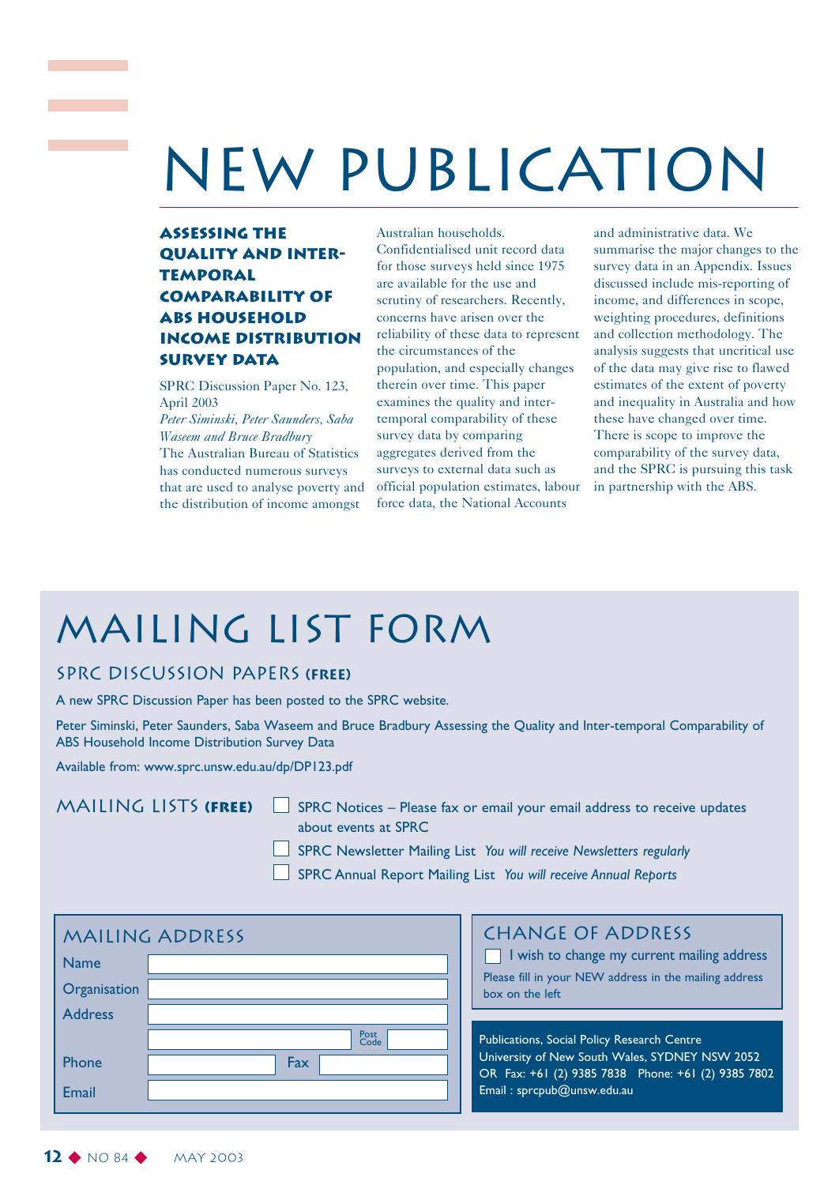# NEW PUBLICATION

### ASSESSING THE QUALITY AND INTER-TEMPORAL COMPARABILITY OF ABS HOUSEHOLD INCOME DISTRIBUTION SURVEY DATA

SPRC Discussion Paper No. 123, April 2003

*Peter Siminski, Peter Saunders, Saba Waseem and Bruce Bradbury*

The Australian Bureau of Statistics has conducted numerous surveys that are used to analyse poverty and the distribution of income amongst Australian households. Confidentialised unit record data for those surveys held since 1975 are available for the use and scrutiny of researchers. Recently, concerns have arisen over the reliability of these data to represent the circumstances of the population, and especially changes therein over time. This paper examines the quality and inter-temporal comparability of these survey data by comparing aggregates derived from the surveys to external data such as official population estimates, labour force data, the National Accounts and administrative data. We summarise the major changes to the survey data in an Appendix. Issues discussed include mis-reporting of income, and differences in scope, weighting procedures, definitions and collection methodology. The analysis suggests that uncritical use of the data may give rise to flawed estimates of the extent of poverty and inequality in Australia and how these have changed over time. There is scope to improve the comparability of the survey data, and the SPRC is pursuing this task in partnership with the ABS.

# MAILING LIST FORM

## SPRC DISCUSSION PAPERS **(FREE)**

A new SPRC Discussion Paper has been posted to the SPRC website.

Peter Siminski, Peter Saunders, Saba Waseem and Bruce Bradbury Assessing the Quality and Inter-temporal Comparability of ABS Household Income Distribution Survey Data

Available from: www.sprc.unsw.edu.au/dp/DP123.pdf

## MAILING LISTS **(FREE)**

- ☐ SPRC Notices – Please fax or email your email address to receive updates about events at SPRC
- ☐ SPRC Newsletter Mailing List *You will receive Newsletters regularly*
- ☐ SPRC Annual Report Mailing List *You will receive Annual Reports*

## MAILING ADDRESS

Name

Organisation

Address

Post Code

Phone

Fax

Email

## CHANGE OF ADDRESS

☐ I wish to change my current mailing address

Please fill in your NEW address in the mailing address box on the left

Publications, Social Policy Research Centre
University of New South Wales, SYDNEY NSW 2052
OR Fax: +61 (2) 9385 7838 Phone: +61 (2) 9385 7802
Email : sprcpub@unsw.edu.au